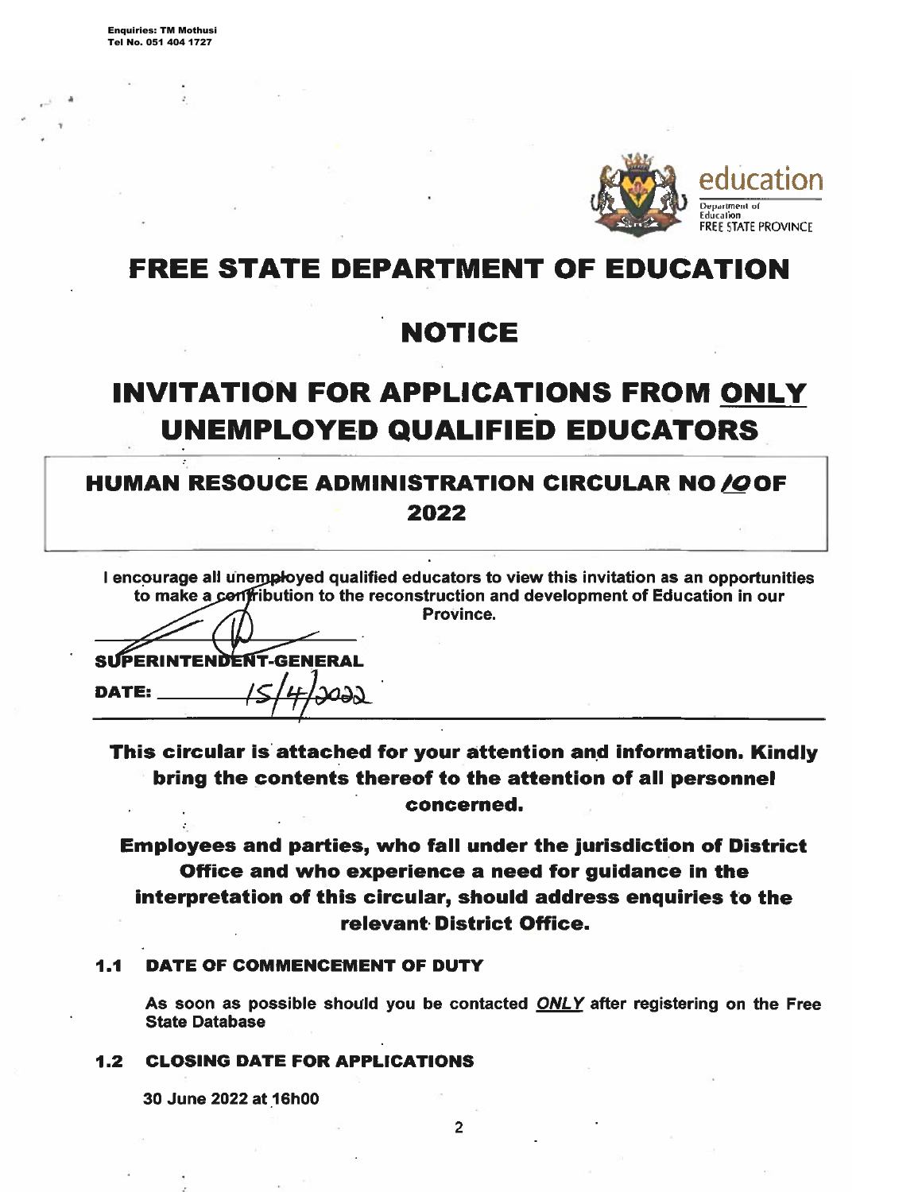Enquiries: TM Mothusi
Tel No. 051 404 1727

education
Department of Education
FREE STATE PROVINCE

# FREE STATE DEPARTMENT OF EDUCATION

# NOTICE

# INVITATION FOR APPLICATIONS FROM <u>ONLY</u> UNEMPLOYED QUALIFIED EDUCATORS

## HUMAN RESOUCE ADMINISTRATION CIRCULAR NO 10 OF 2022

**I encourage all unemployed qualified educators to view this invitation as an opportunities to make a contribution to the reconstruction and development of Education in our Province.**

**SUPERINTENDENT-GENERAL**

**DATE:** 15/4/2022

**This circular is attached for your attention and information. Kindly bring the contents thereof to the attention of all personnel concerned.**

**Employees and parties, who fall under the jurisdiction of District Office and who experience a need for guidance in the interpretation of this circular, should address enquiries to the relevant District Office.**

### 1.1 DATE OF COMMENCEMENT OF DUTY

**As soon as possible should you be contacted *<u>ONLY</u>* after registering on the Free State Database**

### 1.2 CLOSING DATE FOR APPLICATIONS

**30 June 2022 at 16h00**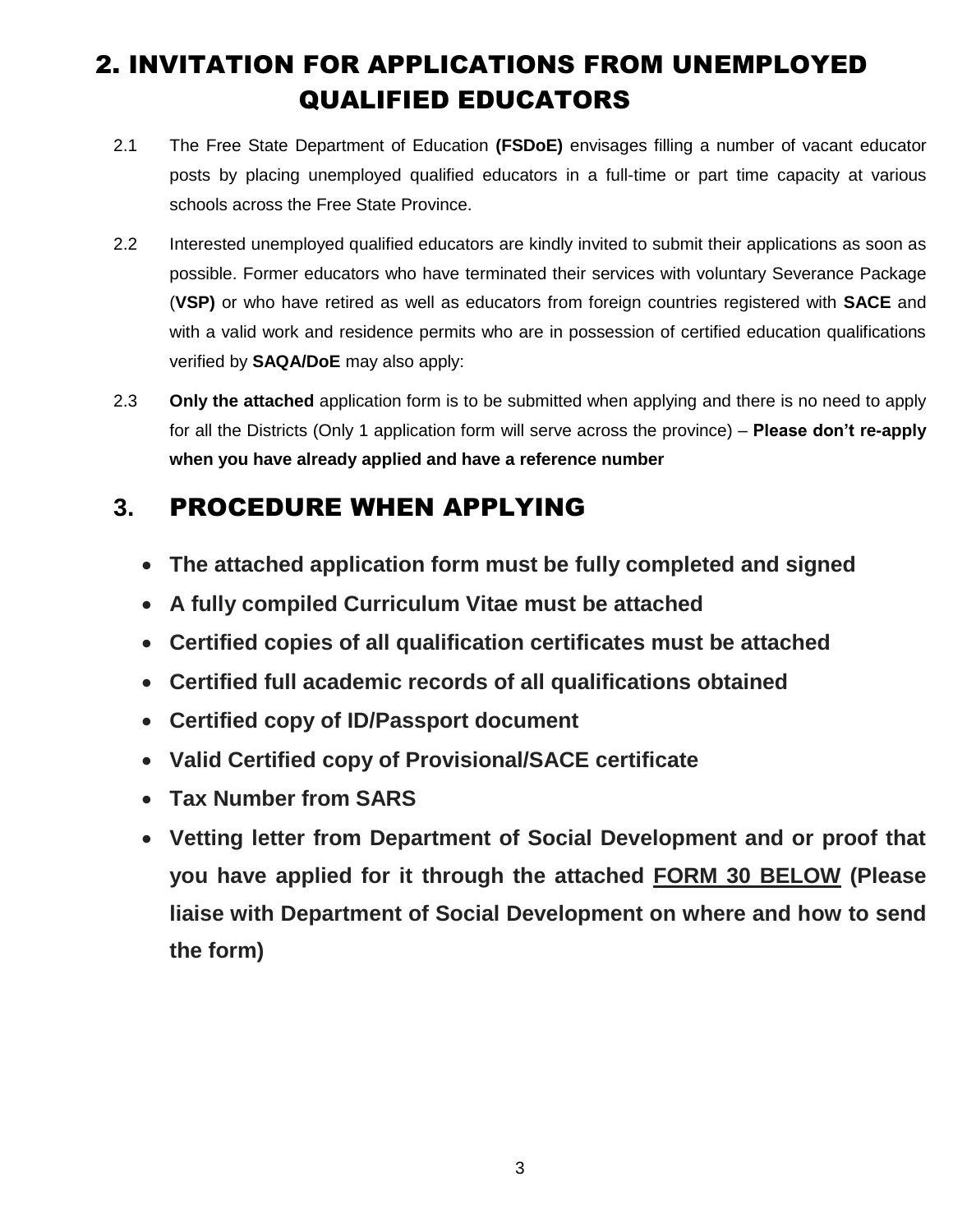## 2. INVITATION FOR APPLICATIONS FROM UNEMPLOYED QUALIFIED EDUCATORS

2.1 The Free State Department of Education **(FSDoE)** envisages filling a number of vacant educator posts by placing unemployed qualified educators in a full-time or part time capacity at various schools across the Free State Province.

2.2 Interested unemployed qualified educators are kindly invited to submit their applications as soon as possible. Former educators who have terminated their services with voluntary Severance Package (**VSP)** or who have retired as well as educators from foreign countries registered with **SACE** and with a valid work and residence permits who are in possession of certified education qualifications verified by **SAQA/DoE** may also apply:

2.3 **Only the attached** application form is to be submitted when applying and there is no need to apply for all the Districts (Only 1 application form will serve across the province) – **Please don't re-apply when you have already applied and have a reference number**

## 3. PROCEDURE WHEN APPLYING

- **The attached application form must be fully completed and signed**
- **A fully compiled Curriculum Vitae must be attached**
- **Certified copies of all qualification certificates must be attached**
- **Certified full academic records of all qualifications obtained**
- **Certified copy of ID/Passport document**
- **Valid Certified copy of Provisional/SACE certificate**
- **Tax Number from SARS**
- **Vetting letter from Department of Social Development and or proof that you have applied for it through the attached <u>FORM 30 BELOW</u> (Please liaise with Department of Social Development on where and how to send the form)**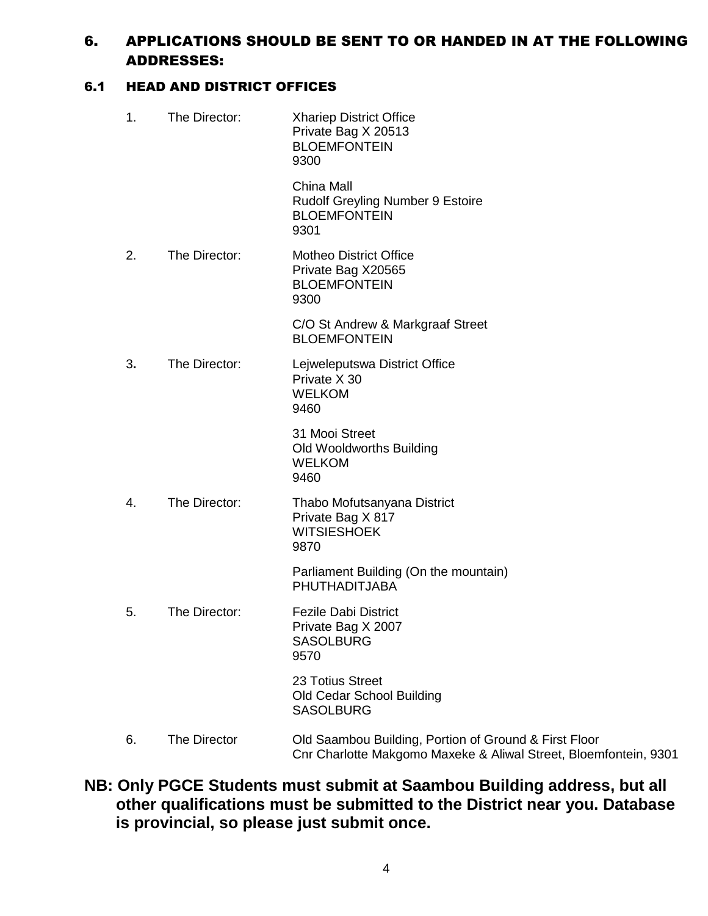## 6. APPLICATIONS SHOULD BE SENT TO OR HANDED IN AT THE FOLLOWING ADDRESSES:

### 6.1 HEAD AND DISTRICT OFFICES

1. The Director:
   Xhariep District Office
   Private Bag X 20513
   BLOEMFONTEIN
   9300

   China Mall
   Rudolf Greyling Number 9 Estoire
   BLOEMFONTEIN
   9301

2. The Director:
   Motheo District Office
   Private Bag X20565
   BLOEMFONTEIN
   9300

   C/O St Andrew & Markgraaf Street
   BLOEMFONTEIN

3. The Director:
   Lejweleputswa District Office
   Private X 30
   WELKOM
   9460

   31 Mooi Street
   Old Wooldworths Building
   WELKOM
   9460

4. The Director:
   Thabo Mofutsanyana District
   Private Bag X 817
   WITSIESHOEK
   9870

   Parliament Building (On the mountain)
   PHUTHADITJABA

5. The Director:
   Fezile Dabi District
   Private Bag X 2007
   SASOLBURG
   9570

   23 Totius Street
   Old Cedar School Building
   SASOLBURG

6. The Director
   Old Saambou Building, Portion of Ground & First Floor
   Cnr Charlotte Makgomo Maxeke & Aliwal Street, Bloemfontein, 9301

**NB: Only PGCE Students must submit at Saambou Building address, but all other qualifications must be submitted to the District near you. Database is provincial, so please just submit once.**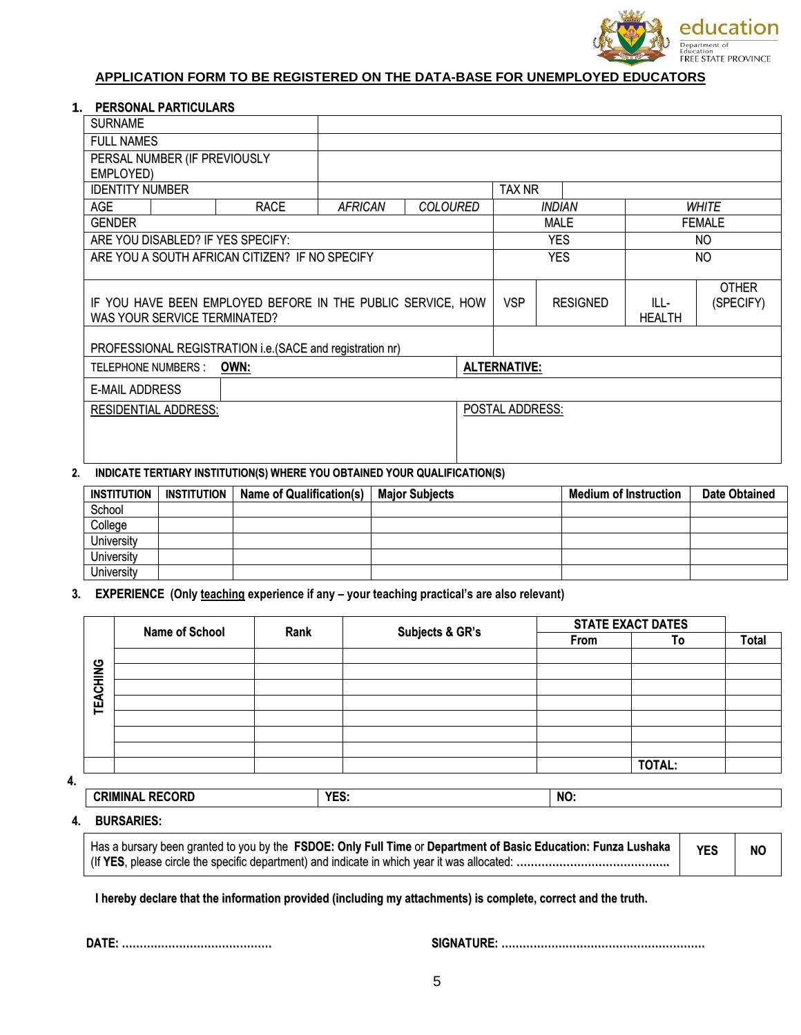education
Department of Education
FREE STATE PROVINCE

**APPLICATION FORM TO BE REGISTERED ON THE DATA-BASE FOR UNEMPLOYED EDUCATORS**

**1. PERSONAL PARTICULARS**

| | | | | | | |
|---|---|---|---|---|---|---|
| SURNAME | | | | | | |
| FULL NAMES | | | | | | |
| PERSAL NUMBER (IF PREVIOUSLY EMPLOYED) | | | | | | |
| IDENTITY NUMBER | | | TAX NR | | | |
| AGE | | RACE | *AFRICAN* | *COLOURED* | *INDIAN* | *WHITE* |
| GENDER | | | | | MALE | FEMALE |
| ARE YOU DISABLED? IF YES SPECIFY: | | | | | YES | NO |
| ARE YOU A SOUTH AFRICAN CITIZEN? IF NO SPECIFY | | | | | YES | NO |
| IF YOU HAVE BEEN EMPLOYED BEFORE IN THE PUBLIC SERVICE, HOW WAS YOUR SERVICE TERMINATED? | | VSP | RESIGNED | ILL-HEALTH | OTHER (SPECIFY) | |
| PROFESSIONAL REGISTRATION i.e.(SACE and registration nr) | | | | | | |
| TELEPHONE NUMBERS : **OWN:** | | | **ALTERNATIVE:** | | | |
| E-MAIL ADDRESS | | | | | | |
| RESIDENTIAL ADDRESS: | | | POSTAL ADDRESS: | | | |

**2. INDICATE TERTIARY INSTITUTION(S) WHERE YOU OBTAINED YOUR QUALIFICATION(S)**

| INSTITUTION | INSTITUTION | Name of Qualification(s) | Major Subjects | Medium of Instruction | Date Obtained |
|---|---|---|---|---|---|
| School | | | | | |
| College | | | | | |
| University | | | | | |
| University | | | | | |
| University | | | | | |

**3. EXPERIENCE (Only teaching experience if any – your teaching practical's are also relevant)**

| | Name of School | Rank | Subjects & GR's | STATE EXACT DATES | | |
|---|---|---|---|---|---|---|
| | | | | From | To | Total |
| TEACHING | | | | | | |
| | | | | | | |
| | | | | | | |
| | | | | | | |
| | | | | | | |
| | | | | | | |
| | | | | | | |
| | | | | | TOTAL: | |

**4.**

| CRIMINAL RECORD | YES: | NO: |
|---|---|---|

**4. BURSARIES:**

| | | |
|---|---|---|
| Has a bursary been granted to you by the **FSDOE: Only Full Time** or **Department of Basic Education: Funza Lushaka** (If **YES**, please circle the specific department) and indicate in which year it was allocated: ........................................... | **YES** | **NO** |

**I hereby declare that the information provided (including my attachments) is complete, correct and the truth.**

**DATE:** .........................................

**SIGNATURE:** ........................................................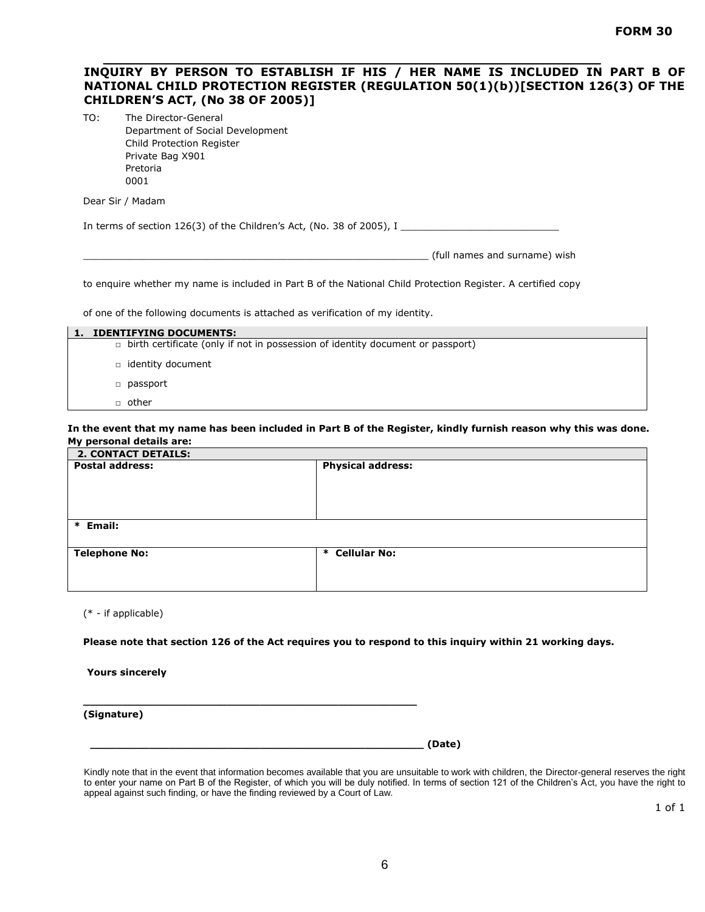**FORM 30**

## INQUIRY BY PERSON TO ESTABLISH IF HIS / HER NAME IS INCLUDED IN PART B OF NATIONAL CHILD PROTECTION REGISTER (REGULATION 50(1)(b))[SECTION 126(3) OF THE CHILDREN'S ACT, (No 38 OF 2005)]

TO: The Director-General
Department of Social Development
Child Protection Register
Private Bag X901
Pretoria
0001

Dear Sir / Madam

In terms of section 126(3) of the Children's Act, (No. 38 of 2005), I ___________________________

____________________________________________________________ (full names and surname) wish

to enquire whether my name is included in Part B of the National Child Protection Register. A certified copy

of one of the following documents is attached as verification of my identity.

| 1. IDENTIFYING DOCUMENTS: |
|---|
| □ birth certificate (only if not in possession of identity document or passport) |
| □ identity document |
| □ passport |
| □ other |

**In the event that my name has been included in Part B of the Register, kindly furnish reason why this was done. My personal details are:**

| 2. CONTACT DETAILS: | |
|---|---|
| **Postal address:** | **Physical address:** |
| **\* Email:** | |
| **Telephone No:** | **\* Cellular No:** |

(* - if applicable)

**Please note that section 126 of the Act requires you to respond to this inquiry within 21 working days.**

**Yours sincerely**

______________________________________________________
**(Signature)**

______________________________________________________ **(Date)**

Kindly note that in the event that information becomes available that you are unsuitable to work with children, the Director-general reserves the right to enter your name on Part B of the Register, of which you will be duly notified. In terms of section 121 of the Children's Act, you have the right to appeal against such finding, or have the finding reviewed by a Court of Law.